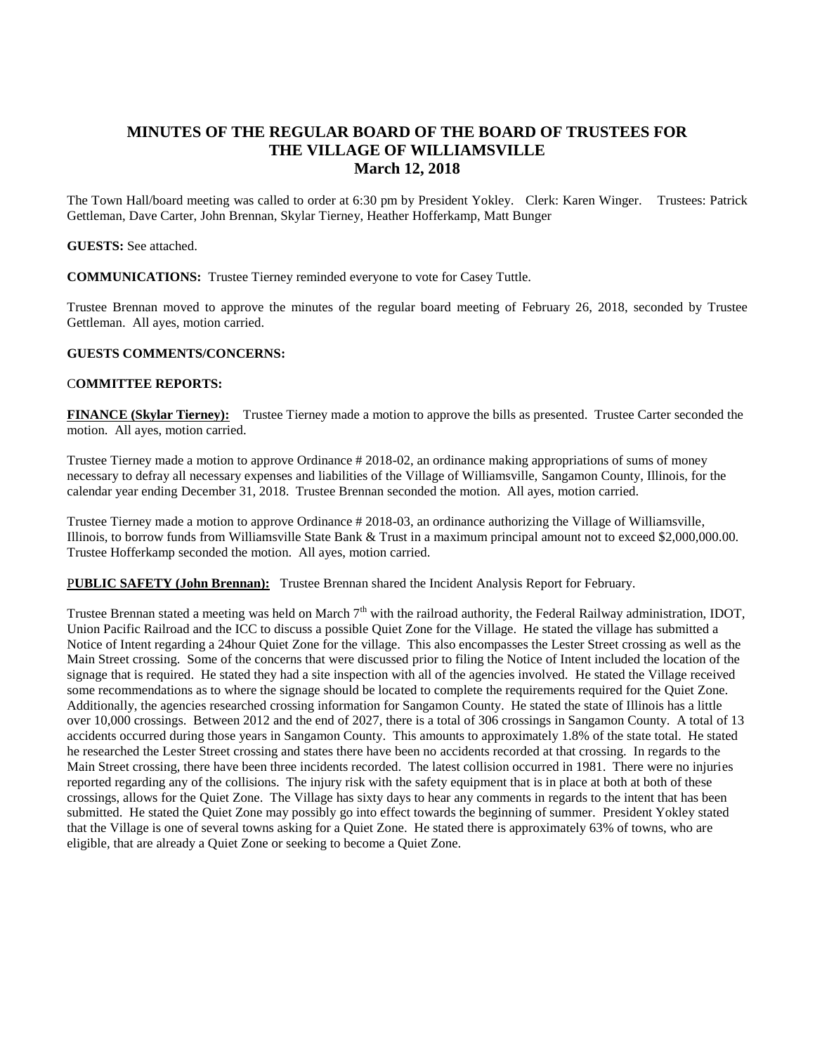# MINUTES OF THE REGULAR BOARD OF THE BOARD OF TRUSTEES FOR THE VILLAGE OF WILLIAMSVILLE
## March 12, 2018

The Town Hall/board meeting was called to order at 6:30 pm by President Yokley. Clerk: Karen Winger. Trustees: Patrick Gettleman, Dave Carter, John Brennan, Skylar Tierney, Heather Hofferkamp, Matt Bunger

**GUESTS:** See attached.

**COMMUNICATIONS:** Trustee Tierney reminded everyone to vote for Casey Tuttle.

Trustee Brennan moved to approve the minutes of the regular board meeting of February 26, 2018, seconded by Trustee Gettleman. All ayes, motion carried.

**GUESTS COMMENTS/CONCERNS:**

**COMMITTEE REPORTS:**

**FINANCE (Skylar Tierney):** Trustee Tierney made a motion to approve the bills as presented. Trustee Carter seconded the motion. All ayes, motion carried.

Trustee Tierney made a motion to approve Ordinance # 2018-02, an ordinance making appropriations of sums of money necessary to defray all necessary expenses and liabilities of the Village of Williamsville, Sangamon County, Illinois, for the calendar year ending December 31, 2018. Trustee Brennan seconded the motion. All ayes, motion carried.

Trustee Tierney made a motion to approve Ordinance # 2018-03, an ordinance authorizing the Village of Williamsville, Illinois, to borrow funds from Williamsville State Bank & Trust in a maximum principal amount not to exceed $2,000,000.00. Trustee Hofferkamp seconded the motion. All ayes, motion carried.

**PUBLIC SAFETY (John Brennan):** Trustee Brennan shared the Incident Analysis Report for February.

Trustee Brennan stated a meeting was held on March 7th with the railroad authority, the Federal Railway administration, IDOT, Union Pacific Railroad and the ICC to discuss a possible Quiet Zone for the Village. He stated the village has submitted a Notice of Intent regarding a 24hour Quiet Zone for the village. This also encompasses the Lester Street crossing as well as the Main Street crossing. Some of the concerns that were discussed prior to filing the Notice of Intent included the location of the signage that is required. He stated they had a site inspection with all of the agencies involved. He stated the Village received some recommendations as to where the signage should be located to complete the requirements required for the Quiet Zone. Additionally, the agencies researched crossing information for Sangamon County. He stated the state of Illinois has a little over 10,000 crossings. Between 2012 and the end of 2027, there is a total of 306 crossings in Sangamon County. A total of 13 accidents occurred during those years in Sangamon County. This amounts to approximately 1.8% of the state total. He stated he researched the Lester Street crossing and states there have been no accidents recorded at that crossing. In regards to the Main Street crossing, there have been three incidents recorded. The latest collision occurred in 1981. There were no injuries reported regarding any of the collisions. The injury risk with the safety equipment that is in place at both at both of these crossings, allows for the Quiet Zone. The Village has sixty days to hear any comments in regards to the intent that has been submitted. He stated the Quiet Zone may possibly go into effect towards the beginning of summer. President Yokley stated that the Village is one of several towns asking for a Quiet Zone. He stated there is approximately 63% of towns, who are eligible, that are already a Quiet Zone or seeking to become a Quiet Zone.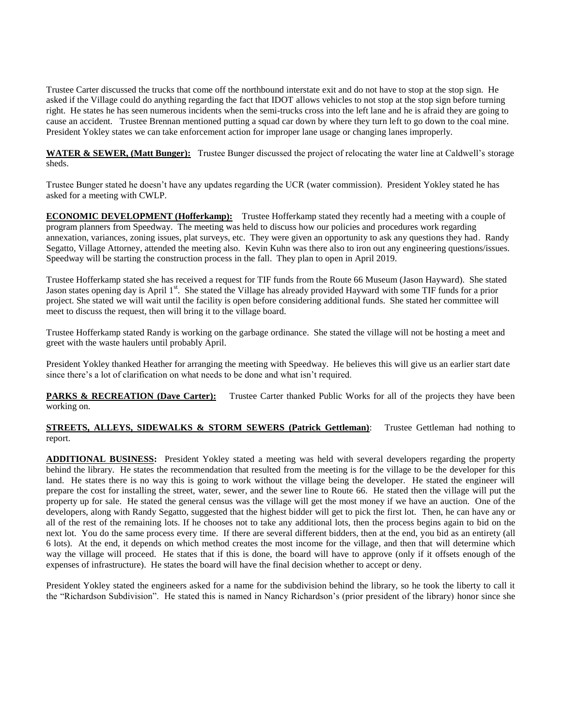Trustee Carter discussed the trucks that come off the northbound interstate exit and do not have to stop at the stop sign. He asked if the Village could do anything regarding the fact that IDOT allows vehicles to not stop at the stop sign before turning right. He states he has seen numerous incidents when the semi-trucks cross into the left lane and he is afraid they are going to cause an accident. Trustee Brennan mentioned putting a squad car down by where they turn left to go down to the coal mine. President Yokley states we can take enforcement action for improper lane usage or changing lanes improperly.

**WATER & SEWER, (Matt Bunger):** Trustee Bunger discussed the project of relocating the water line at Caldwell's storage sheds.

Trustee Bunger stated he doesn't have any updates regarding the UCR (water commission). President Yokley stated he has asked for a meeting with CWLP.

**ECONOMIC DEVELOPMENT (Hofferkamp):** Trustee Hofferkamp stated they recently had a meeting with a couple of program planners from Speedway. The meeting was held to discuss how our policies and procedures work regarding annexation, variances, zoning issues, plat surveys, etc. They were given an opportunity to ask any questions they had. Randy Segatto, Village Attorney, attended the meeting also. Kevin Kuhn was there also to iron out any engineering questions/issues. Speedway will be starting the construction process in the fall. They plan to open in April 2019.

Trustee Hofferkamp stated she has received a request for TIF funds from the Route 66 Museum (Jason Hayward). She stated Jason states opening day is April 1st. She stated the Village has already provided Hayward with some TIF funds for a prior project. She stated we will wait until the facility is open before considering additional funds. She stated her committee will meet to discuss the request, then will bring it to the village board.

Trustee Hofferkamp stated Randy is working on the garbage ordinance. She stated the village will not be hosting a meet and greet with the waste haulers until probably April.

President Yokley thanked Heather for arranging the meeting with Speedway. He believes this will give us an earlier start date since there's a lot of clarification on what needs to be done and what isn't required.

**PARKS & RECREATION (Dave Carter):** Trustee Carter thanked Public Works for all of the projects they have been working on.

**STREETS, ALLEYS, SIDEWALKS & STORM SEWERS (Patrick Gettleman)**: Trustee Gettleman had nothing to report.

**ADDITIONAL BUSINESS:** President Yokley stated a meeting was held with several developers regarding the property behind the library. He states the recommendation that resulted from the meeting is for the village to be the developer for this land. He states there is no way this is going to work without the village being the developer. He stated the engineer will prepare the cost for installing the street, water, sewer, and the sewer line to Route 66. He stated then the village will put the property up for sale. He stated the general census was the village will get the most money if we have an auction. One of the developers, along with Randy Segatto, suggested that the highest bidder will get to pick the first lot. Then, he can have any or all of the rest of the remaining lots. If he chooses not to take any additional lots, then the process begins again to bid on the next lot. You do the same process every time. If there are several different bidders, then at the end, you bid as an entirety (all 6 lots). At the end, it depends on which method creates the most income for the village, and then that will determine which way the village will proceed. He states that if this is done, the board will have to approve (only if it offsets enough of the expenses of infrastructure). He states the board will have the final decision whether to accept or deny.

President Yokley stated the engineers asked for a name for the subdivision behind the library, so he took the liberty to call it the "Richardson Subdivision". He stated this is named in Nancy Richardson's (prior president of the library) honor since she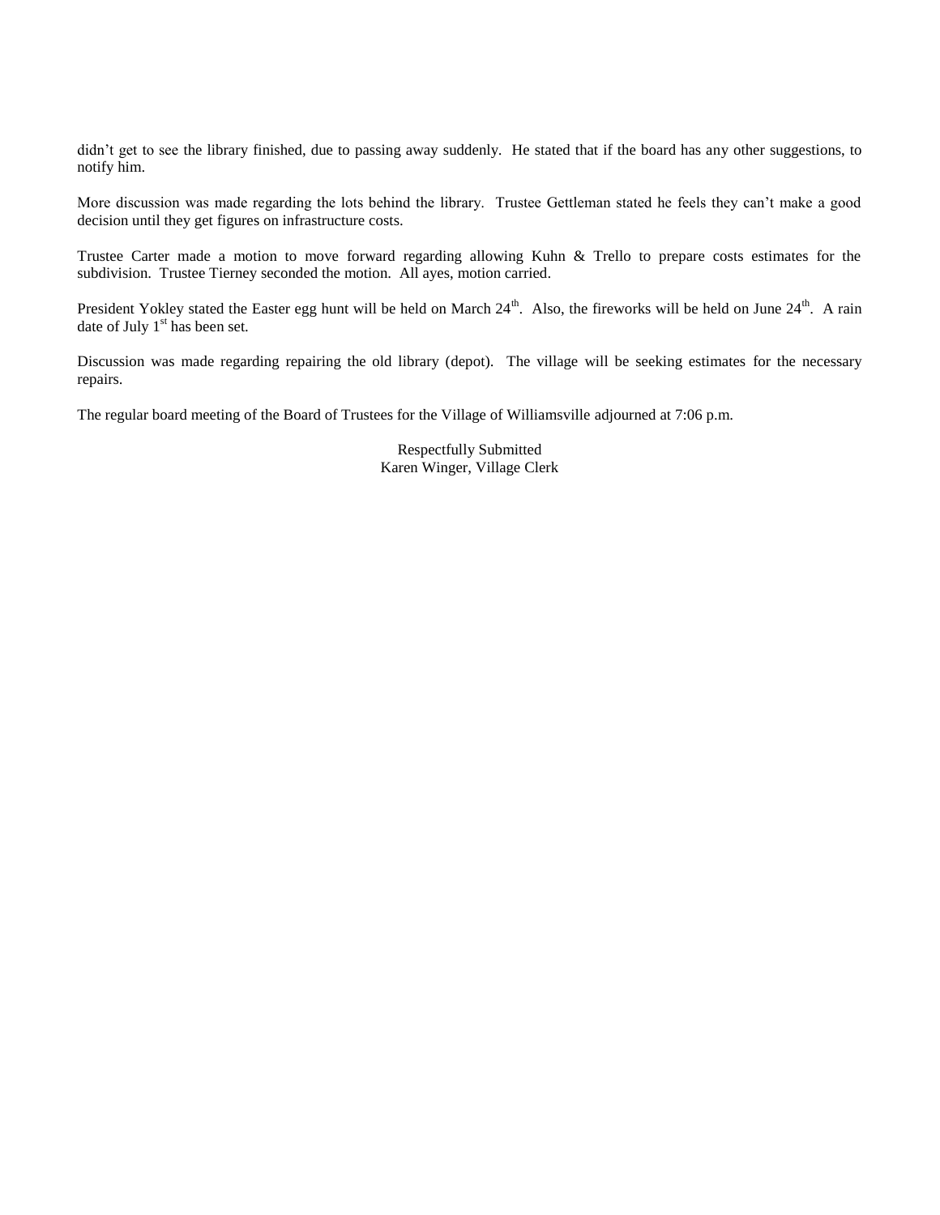didn't get to see the library finished, due to passing away suddenly. He stated that if the board has any other suggestions, to notify him.

More discussion was made regarding the lots behind the library. Trustee Gettleman stated he feels they can't make a good decision until they get figures on infrastructure costs.

Trustee Carter made a motion to move forward regarding allowing Kuhn & Trello to prepare costs estimates for the subdivision. Trustee Tierney seconded the motion. All ayes, motion carried.

President Yokley stated the Easter egg hunt will be held on March 24th. Also, the fireworks will be held on June 24th. A rain date of July 1st has been set.

Discussion was made regarding repairing the old library (depot). The village will be seeking estimates for the necessary repairs.

The regular board meeting of the Board of Trustees for the Village of Williamsville adjourned at 7:06 p.m.

Respectfully Submitted
Karen Winger, Village Clerk